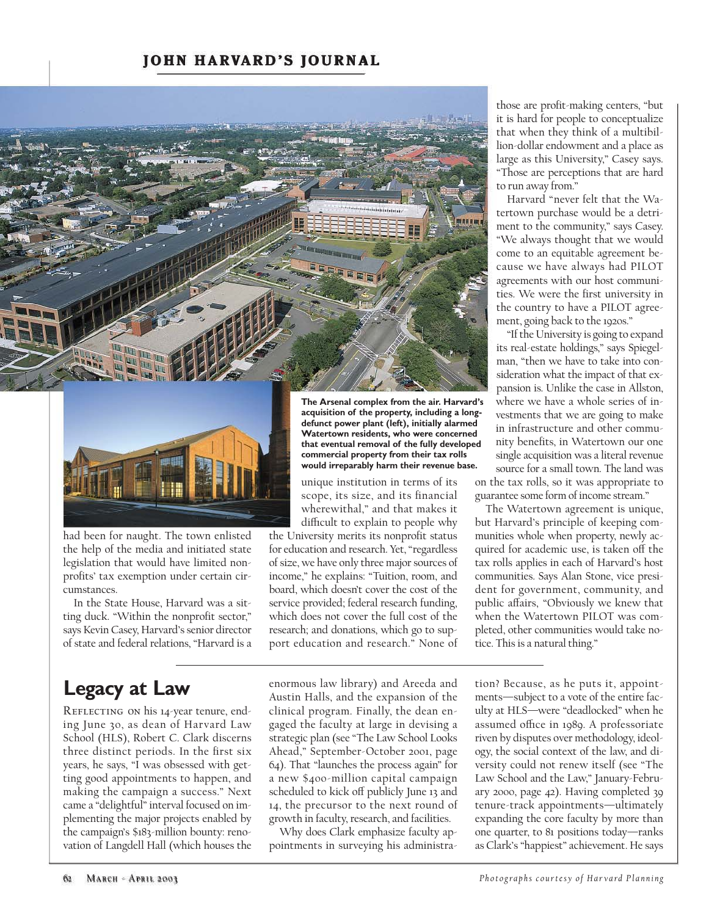had been for naught. The town enlisted the help of the media and initiated state legislation that would have limited nonprofits' tax exemption under certain circumstances.

In the State House, Harvard was a sitting duck. "Within the nonprofit sector," says Kevin Casey, Harvard's senior director of state and federal relations, "Harvard is a unique institution in terms of its scope, its size, and its financial wherewithal," and that makes it difficult to explain to people why the University merits its nonprofit status for education and research. Yet, "regardless of size, we have only three major sources of income," he explains: "Tuition, room, and board, which doesn't cover the cost of the service provided; federal research funding, which does not cover the full cost of the research; and donations, which go to support education and research." None of those are profit-making centers, "but it is hard for people to conceptualize that when they think of a multibillion-dollar endowment and a place as large as this University," Casey says. "Those are perceptions that are hard to run away from."

Harvard "never felt that the Watertown purchase would be a detriment to the community," says Casey. "We always thought that we would come to an equitable agreement because we have always had PILOT agreements with our host communities. We were the first university in the country to have a PILOT agreement, going back to the 1920s."

"If the University is going to expand its real-estate holdings," says Spiegelman, "then we have to take into consideration what the impact of that expansion is. Unlike the case in Allston, where we have a whole series of investments that we are going to make in infrastructure and other community benefits, in Watertown our one single acquisition was a literal revenue source for a small town. The land was on the tax rolls, so it was appropriate to guarantee some form of income stream."

The Watertown agreement is unique, but Harvard's principle of keeping communities whole when property, newly acquired for academic use, is taken off the tax rolls applies in each of Harvard's host communities. Says Alan Stone, vice president for government, community, and public affairs, "Obviously we knew that when the Watertown PILOT was completed, other communities would take notice. This is a natural thing."

**The Arsenal complex from the air. Harvard's acquisition of the property, including a long-defunct power plant (left), initially alarmed Watertown residents, who were concerned that eventual removal of the fully developed commercial property from their tax rolls would irreparably harm their revenue base.**

## Legacy at Law

REFLECTING ON his 14-year tenure, ending June 30, as dean of Harvard Law School (HLS), Robert C. Clark discerns three distinct periods. In the first six years, he says, "I was obsessed with getting good appointments to happen, and making the campaign a success." Next came a "delightful" interval focused on implementing the major projects enabled by the campaign's $183-million bounty: renovation of Langdell Hall (which houses the enormous law library) and Areeda and Austin Halls, and the expansion of the clinical program. Finally, the dean engaged the faculty at large in devising a strategic plan (see "The Law School Looks Ahead," September-October 2001, page 64). That "launches the process again" for a new $400-million capital campaign scheduled to kick off publicly June 13 and 14, the precursor to the next round of growth in faculty, research, and facilities.

Why does Clark emphasize faculty appointments in surveying his administration? Because, as he puts it, appointments—subject to a vote of the entire faculty at HLS—were "deadlocked" when he assumed office in 1989. A professoriate riven by disputes over methodology, ideology, the social context of the law, and diversity could not renew itself (see "The Law School and the Law," January-February 2000, page 42). Having completed 39 tenure-track appointments—ultimately expanding the core faculty by more than one quarter, to 81 positions today—ranks as Clark's "happiest" achievement. He says

*Photographs courtesy of Harvard Planning*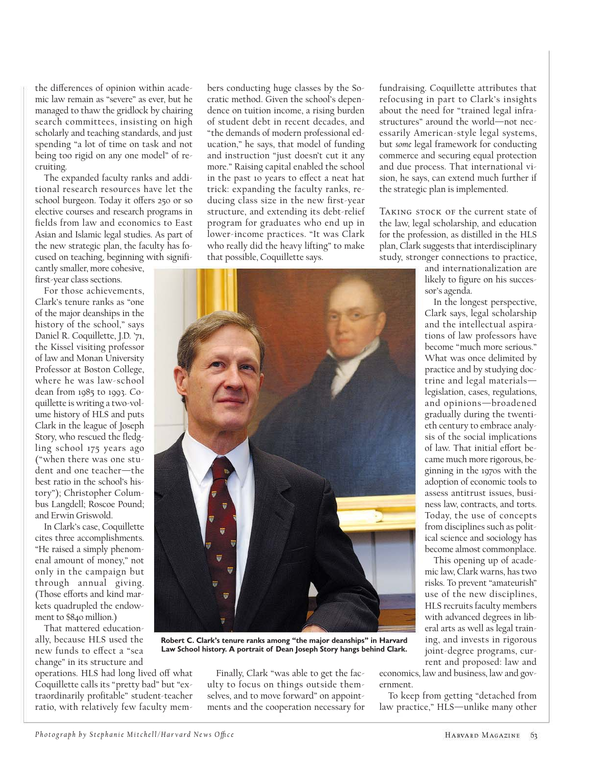the differences of opinion within academic law remain as "severe" as ever, but he managed to thaw the gridlock by chairing search committees, insisting on high scholarly and teaching standards, and just spending "a lot of time on task and not being too rigid on any one model" of recruiting.

The expanded faculty ranks and additional research resources have let the school burgeon. Today it offers 250 or so elective courses and research programs in fields from law and economics to East Asian and Islamic legal studies. As part of the new strategic plan, the faculty has focused on teaching, beginning with significantly smaller, more cohesive, first-year class sections.

For those achievements, Clark's tenure ranks as "one of the major deanships in the history of the school," says Daniel R. Coquillette, J.D. '71, the Kissel visiting professor of law and Monan University Professor at Boston College, where he was law-school dean from 1985 to 1993. Coquillette is writing a two-volume history of HLS and puts Clark in the league of Joseph Story, who rescued the fledgling school 175 years ago ("when there was one student and one teacher—the best ratio in the school's history"); Christopher Columbus Langdell; Roscoe Pound; and Erwin Griswold.

In Clark's case, Coquillette cites three accomplishments. "He raised a simply phenomenal amount of money," not only in the campaign but through annual giving. (Those efforts and kind markets quadrupled the endowment to $840 million.)

That mattered educationally, because HLS used the new funds to effect a "sea change" in its structure and operations. HLS had long lived off what Coquillette calls its "pretty bad" but "extraordinarily profitable" student-teacher ratio, with relatively few faculty members conducting huge classes by the Socratic method. Given the school's dependence on tuition income, a rising burden of student debt in recent decades, and "the demands of modern professional education," he says, that model of funding and instruction "just doesn't cut it any more." Raising capital enabled the school in the past 10 years to effect a neat hat trick: expanding the faculty ranks, reducing class size in the new first-year structure, and extending its debt-relief program for graduates who end up in lower-income practices. "It was Clark who really did the heavy lifting" to make that possible, Coquillette says.

Robert C. Clark's tenure ranks among "the major deanships" in Harvard Law School history. A portrait of Dean Joseph Story hangs behind Clark.

Finally, Clark "was able to get the faculty to focus on things outside themselves, and to move forward" on appointments and the cooperation necessary for fundraising. Coquillette attributes that refocusing in part to Clark's insights about the need for "trained legal infrastructures" around the world—not necessarily American-style legal systems, but *some* legal framework for conducting commerce and securing equal protection and due process. That international vision, he says, can extend much further if the strategic plan is implemented.

Taking stock of the current state of the law, legal scholarship, and education for the profession, as distilled in the HLS plan, Clark suggests that interdisciplinary study, stronger connections to practice, and internationalization are likely to figure on his successor's agenda.

In the longest perspective, Clark says, legal scholarship and the intellectual aspirations of law professors have become "much more serious." What was once delimited by practice and by studying doctrine and legal materials—legislation, cases, regulations, and opinions—broadened gradually during the twentieth century to embrace analysis of the social implications of law. That initial effort became much more rigorous, beginning in the 1970s with the adoption of economic tools to assess antitrust issues, business law, contracts, and torts. Today, the use of concepts from disciplines such as political science and sociology has become almost commonplace.

This opening up of academic law, Clark warns, has two risks. To prevent "amateurish" use of the new disciplines, HLS recruits faculty members with advanced degrees in liberal arts as well as legal training, and invests in rigorous joint-degree programs, current and proposed: law and economics, law and business, law and government.

To keep from getting "detached from law practice," HLS—unlike many other

Photograph by Stephanie Mitchell/Harvard News Office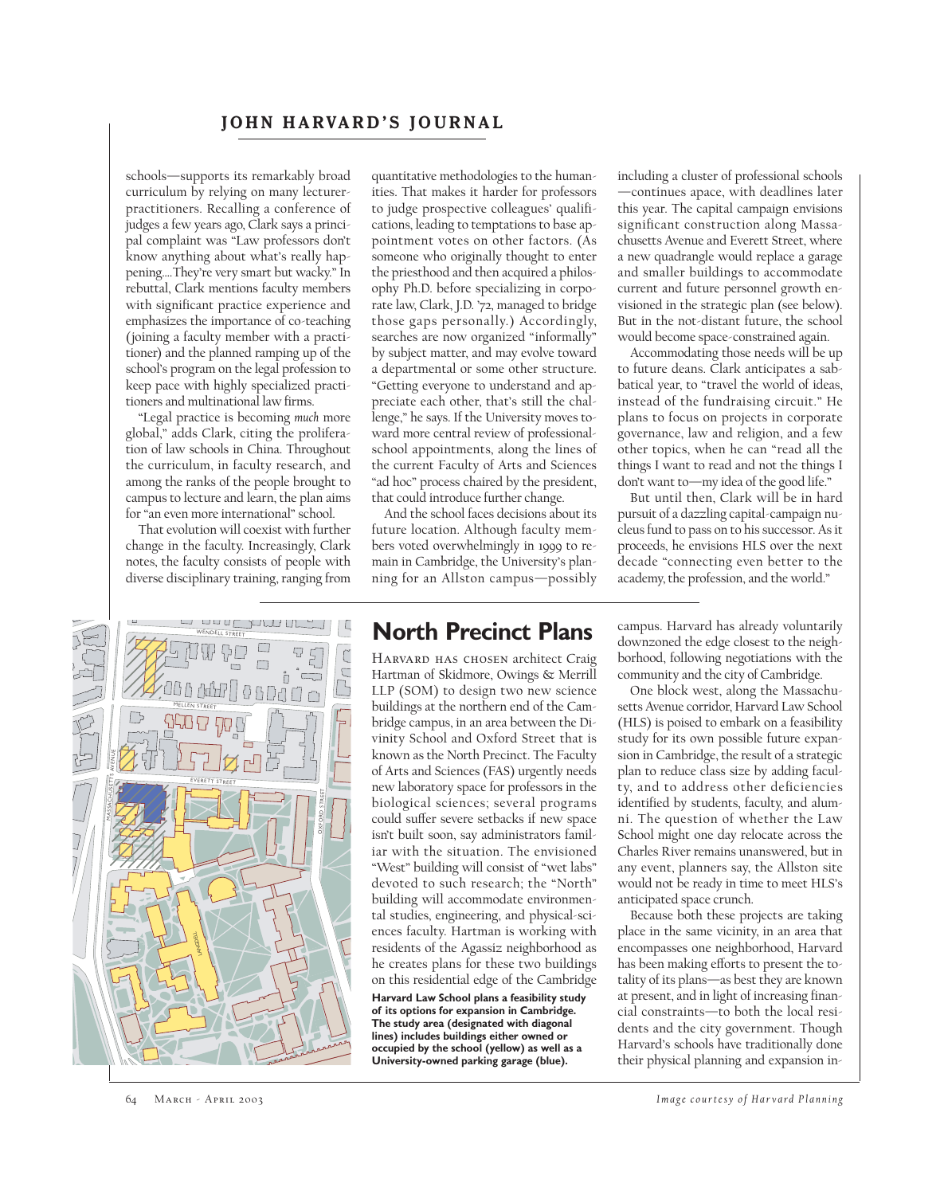schools—supports its remarkably broad curriculum by relying on many lecturer-practitioners. Recalling a conference of judges a few years ago, Clark says a principal complaint was "Law professors don't know anything about what's really happening....They're very smart but wacky." In rebuttal, Clark mentions faculty members with significant practice experience and emphasizes the importance of co-teaching (joining a faculty member with a practitioner) and the planned ramping up of the school's program on the legal profession to keep pace with highly specialized practitioners and multinational law firms.

"Legal practice is becoming *much* more global," adds Clark, citing the proliferation of law schools in China. Throughout the curriculum, in faculty research, and among the ranks of the people brought to campus to lecture and learn, the plan aims for "an even more international" school.

That evolution will coexist with further change in the faculty. Increasingly, Clark notes, the faculty consists of people with diverse disciplinary training, ranging from quantitative methodologies to the humanities. That makes it harder for professors to judge prospective colleagues' qualifications, leading to temptations to base appointment votes on other factors. (As someone who originally thought to enter the priesthood and then acquired a philosophy Ph.D. before specializing in corporate law, Clark, J.D. '72, managed to bridge those gaps personally.) Accordingly, searches are now organized "informally" by subject matter, and may evolve toward a departmental or some other structure. "Getting everyone to understand and appreciate each other, that's still the challenge," he says. If the University moves toward more central review of professional-school appointments, along the lines of the current Faculty of Arts and Sciences "ad hoc" process chaired by the president, that could introduce further change.

And the school faces decisions about its future location. Although faculty members voted overwhelmingly in 1999 to remain in Cambridge, the University's planning for an Allston campus—possibly including a cluster of professional schools—continues apace, with deadlines later this year. The capital campaign envisions significant construction along Massachusetts Avenue and Everett Street, where a new quadrangle would replace a garage and smaller buildings to accommodate current and future personnel growth envisioned in the strategic plan (see below). But in the not-distant future, the school would become space-constrained again.

Accommodating those needs will be up to future deans. Clark anticipates a sabbatical year, to "travel the world of ideas, instead of the fundraising circuit." He plans to focus on projects in corporate governance, law and religion, and a few other topics, when he can "read all the things I want to read and not the things I don't want to—my idea of the good life."

But until then, Clark will be in hard pursuit of a dazzling capital-campaign nucleus fund to pass on to his successor. As it proceeds, he envisions HLS over the next decade "connecting even better to the academy, the profession, and the world."

## North Precinct Plans

Harvard has chosen architect Craig Hartman of Skidmore, Owings & Merrill LLP (SOM) to design two new science buildings at the northern end of the Cambridge campus, in an area between the Divinity School and Oxford Street that is known as the North Precinct. The Faculty of Arts and Sciences (FAS) urgently needs new laboratory space for professors in the biological sciences; several programs could suffer severe setbacks if new space isn't built soon, say administrators familiar with the situation. The envisioned "West" building will consist of "wet labs" devoted to such research; the "North" building will accommodate environmental studies, engineering, and physical-sciences faculty. Hartman is working with residents of the Agassiz neighborhood as he creates plans for these two buildings on this residential edge of the Cambridge campus. Harvard has already voluntarily downzoned the edge closest to the neighborhood, following negotiations with the community and the city of Cambridge.

One block west, along the Massachusetts Avenue corridor, Harvard Law School (HLS) is poised to embark on a feasibility study for its own possible future expansion in Cambridge, the result of a strategic plan to reduce class size by adding faculty, and to address other deficiencies identified by students, faculty, and alumni. The question of whether the Law School might one day relocate across the Charles River remains unanswered, but in any event, planners say, the Allston site would not be ready in time to meet HLS's anticipated space crunch.

Because both these projects are taking place in the same vicinity, in an area that encompasses one neighborhood, Harvard has been making efforts to present the totality of its plans—as best they are known at present, and in light of increasing financial constraints—to both the local residents and the city government. Though Harvard's schools have traditionally done their physical planning and expansion in-

WENDELL STREET
MELLEN STREET
EVERETT STREET
MASSACHUSETTS AVENUE
OXFORD STREET
TREADWAY

**Harvard Law School plans a feasibility study of its options for expansion in Cambridge. The study area (designated with diagonal lines) includes buildings either owned or occupied by the school (yellow) as well as a University-owned parking garage (blue).**

*Image courtesy of Harvard Planning*